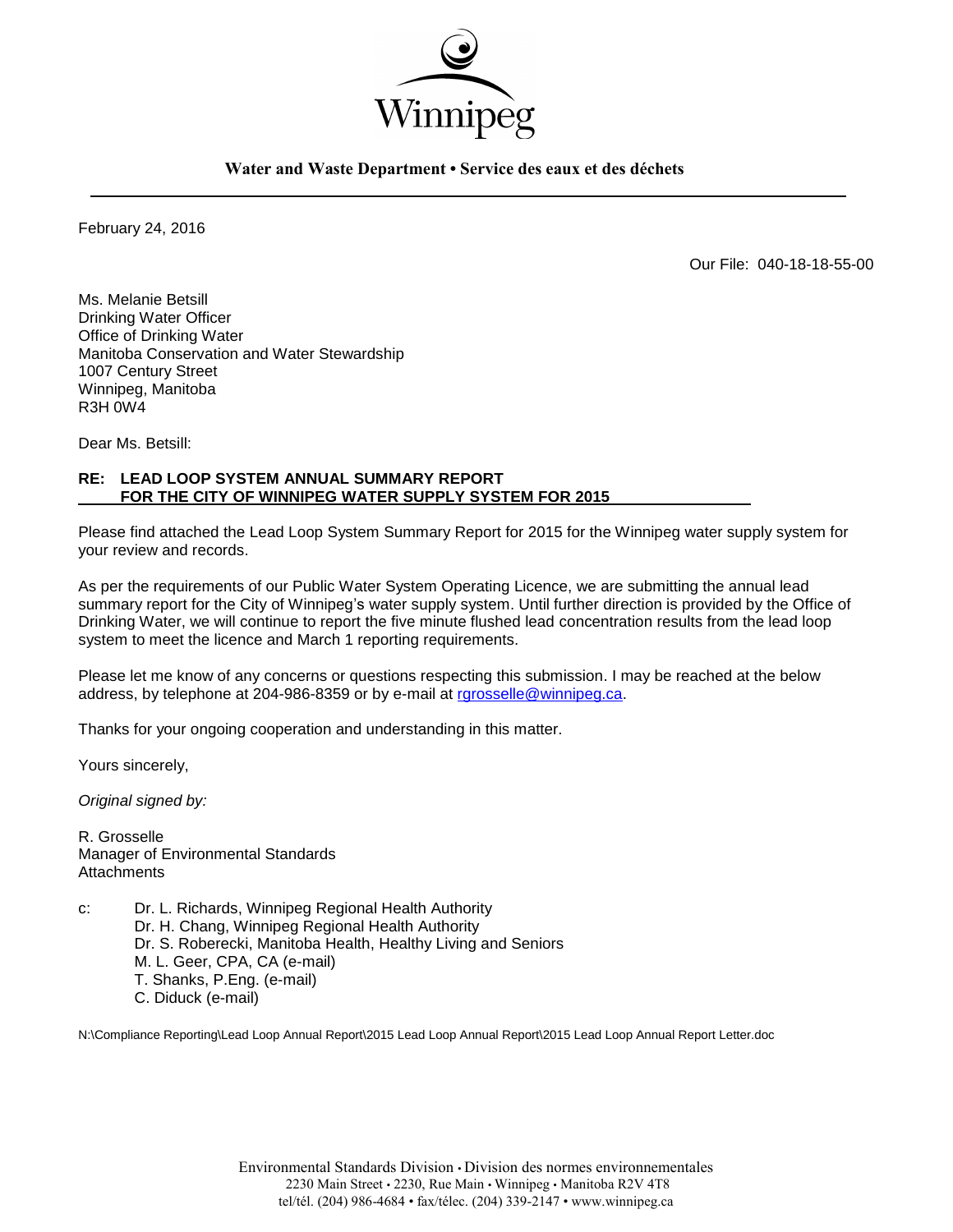Winnipeg

**Water and Waste Department • Service des eaux et des déchets**

February 24, 2016

Our File: 040-18-18-55-00

Ms. Melanie Betsill
Drinking Water Officer
Office of Drinking Water
Manitoba Conservation and Water Stewardship
1007 Century Street
Winnipeg, Manitoba
R3H 0W4

Dear Ms. Betsill:

**RE: LEAD LOOP SYSTEM ANNUAL SUMMARY REPORT FOR THE CITY OF WINNIPEG WATER SUPPLY SYSTEM FOR 2015**

Please find attached the Lead Loop System Summary Report for 2015 for the Winnipeg water supply system for your review and records.

As per the requirements of our Public Water System Operating Licence, we are submitting the annual lead summary report for the City of Winnipeg's water supply system. Until further direction is provided by the Office of Drinking Water, we will continue to report the five minute flushed lead concentration results from the lead loop system to meet the licence and March 1 reporting requirements.

Please let me know of any concerns or questions respecting this submission. I may be reached at the below address, by telephone at 204-986-8359 or by e-mail at rgrosselle@winnipeg.ca.

Thanks for your ongoing cooperation and understanding in this matter.

Yours sincerely,

*Original signed by:*

R. Grosselle
Manager of Environmental Standards
Attachments

c: Dr. L. Richards, Winnipeg Regional Health Authority
Dr. H. Chang, Winnipeg Regional Health Authority
Dr. S. Roberecki, Manitoba Health, Healthy Living and Seniors
M. L. Geer, CPA, CA (e-mail)
T. Shanks, P.Eng. (e-mail)
C. Diduck (e-mail)

N:\Compliance Reporting\Lead Loop Annual Report\2015 Lead Loop Annual Report\2015 Lead Loop Annual Report Letter.doc

Environmental Standards Division • Division des normes environnementales
2230 Main Street • 2230, Rue Main • Winnipeg • Manitoba R2V 4T8
tel/tél. (204) 986-4684 • fax/télec. (204) 339-2147 • www.winnipeg.ca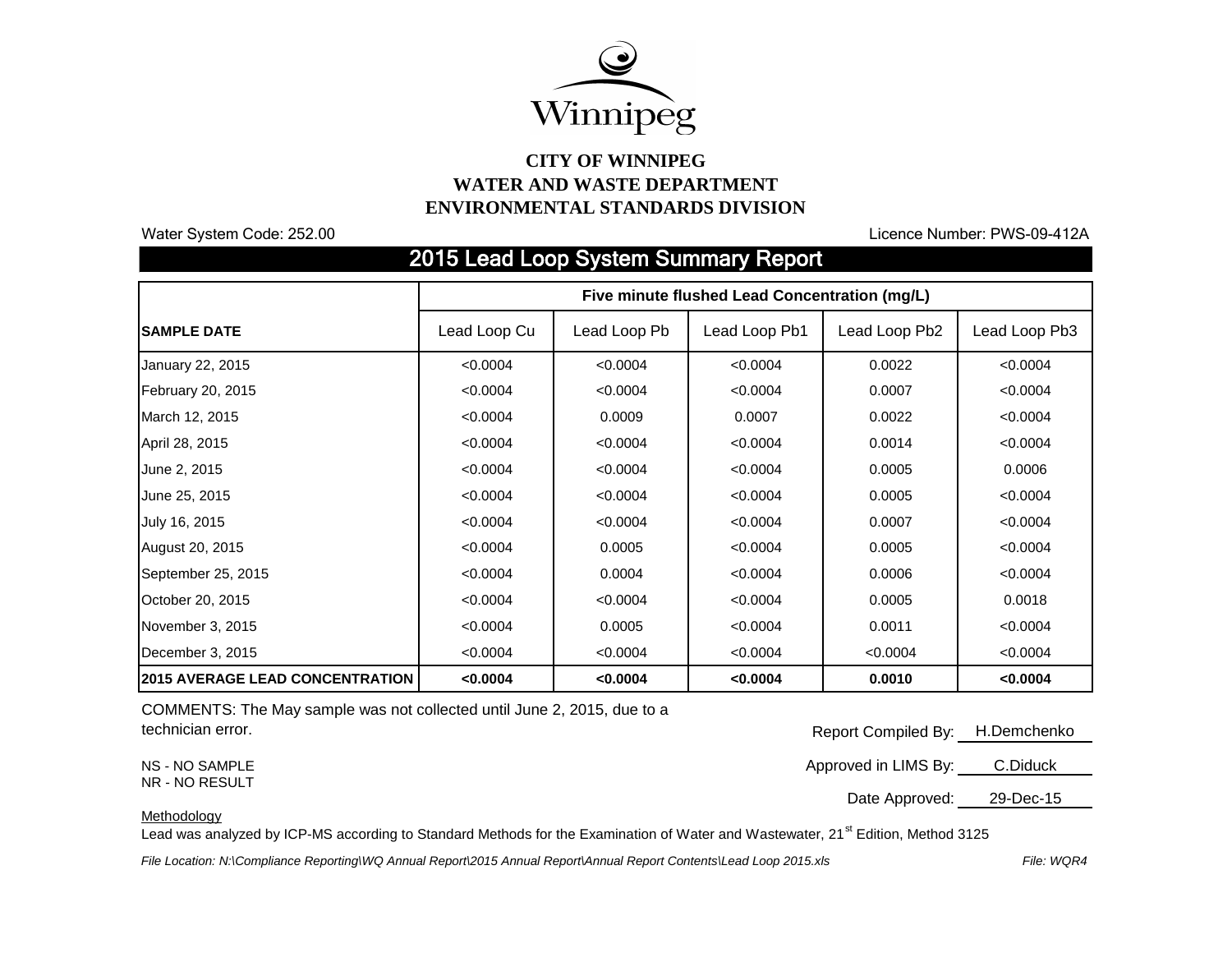# CITY OF WINNIPEG
## WATER AND WASTE DEPARTMENT
## ENVIRONMENTAL STANDARDS DIVISION

Water System Code: 252.00

Licence Number: PWS-09-412A

## 2015 Lead Loop System Summary Report

| | Five minute flushed Lead Concentration (mg/L) | | | | |
|---|---|---|---|---|---|
| **SAMPLE DATE** | Lead Loop Cu | Lead Loop Pb | Lead Loop Pb1 | Lead Loop Pb2 | Lead Loop Pb3 |
| January 22, 2015 | <0.0004 | <0.0004 | <0.0004 | 0.0022 | <0.0004 |
| February 20, 2015 | <0.0004 | <0.0004 | <0.0004 | 0.0007 | <0.0004 |
| March 12, 2015 | <0.0004 | 0.0009 | 0.0007 | 0.0022 | <0.0004 |
| April 28, 2015 | <0.0004 | <0.0004 | <0.0004 | 0.0014 | <0.0004 |
| June 2, 2015 | <0.0004 | <0.0004 | <0.0004 | 0.0005 | 0.0006 |
| June 25, 2015 | <0.0004 | <0.0004 | <0.0004 | 0.0005 | <0.0004 |
| July 16, 2015 | <0.0004 | <0.0004 | <0.0004 | 0.0007 | <0.0004 |
| August 20, 2015 | <0.0004 | 0.0005 | <0.0004 | 0.0005 | <0.0004 |
| September 25, 2015 | <0.0004 | 0.0004 | <0.0004 | 0.0006 | <0.0004 |
| October 20, 2015 | <0.0004 | <0.0004 | <0.0004 | 0.0005 | 0.0018 |
| November 3, 2015 | <0.0004 | 0.0005 | <0.0004 | 0.0011 | <0.0004 |
| December 3, 2015 | <0.0004 | <0.0004 | <0.0004 | <0.0004 | <0.0004 |
| **2015 AVERAGE LEAD CONCENTRATION** | **<0.0004** | **<0.0004** | **<0.0004** | **0.0010** | **<0.0004** |

COMMENTS: The May sample was not collected until June 2, 2015, due to a technician error.

NS - NO SAMPLE
NR - NO RESULT

Report Compiled By: H.Demchenko

Approved in LIMS By: C.Diduck

Date Approved: 29-Dec-15

Methodology

Lead was analyzed by ICP-MS according to Standard Methods for the Examination of Water and Wastewater, 21st Edition, Method 3125

*File Location: N:\Compliance Reporting\WQ Annual Report\2015 Annual Report\Annual Report Contents\Lead Loop 2015.xls*

*File: WQR4*